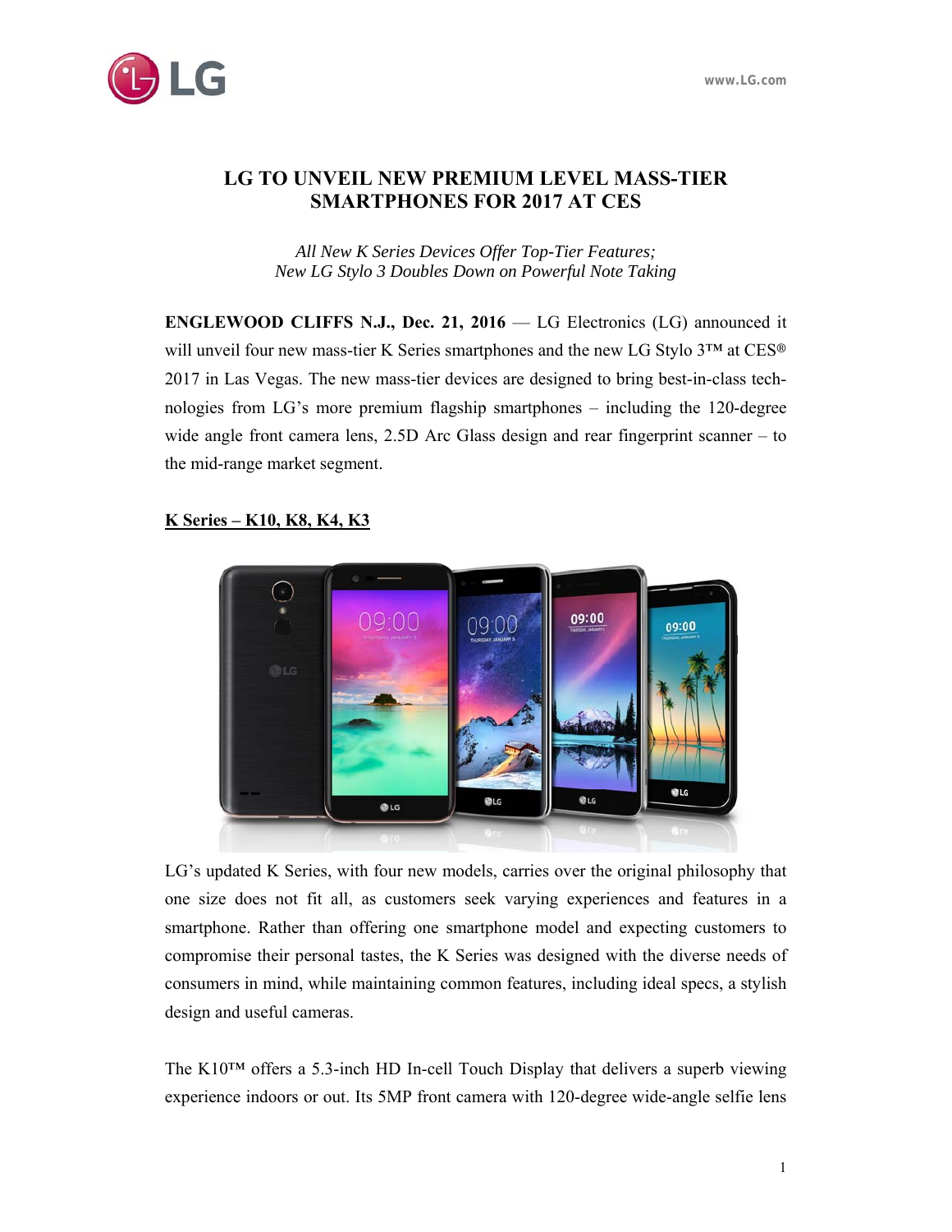# LG TO UNVEIL NEW PREMIUM LEVEL MASS-TIER SMARTPHONES FOR 2017 AT CES

*All New K Series Devices Offer Top-Tier Features;*
*New LG Stylo 3 Doubles Down on Powerful Note Taking*

**ENGLEWOOD CLIFFS N.J., Dec. 21, 2016** — LG Electronics (LG) announced it will unveil four new mass-tier K Series smartphones and the new LG Stylo 3™ at CES® 2017 in Las Vegas. The new mass-tier devices are designed to bring best-in-class technologies from LG's more premium flagship smartphones – including the 120-degree wide angle front camera lens, 2.5D Arc Glass design and rear fingerprint scanner – to the mid-range market segment.

## K Series – K10, K8, K4, K3

LG's updated K Series, with four new models, carries over the original philosophy that one size does not fit all, as customers seek varying experiences and features in a smartphone. Rather than offering one smartphone model and expecting customers to compromise their personal tastes, the K Series was designed with the diverse needs of consumers in mind, while maintaining common features, including ideal specs, a stylish design and useful cameras.

The K10™ offers a 5.3-inch HD In-cell Touch Display that delivers a superb viewing experience indoors or out. Its 5MP front camera with 120-degree wide-angle selfie lens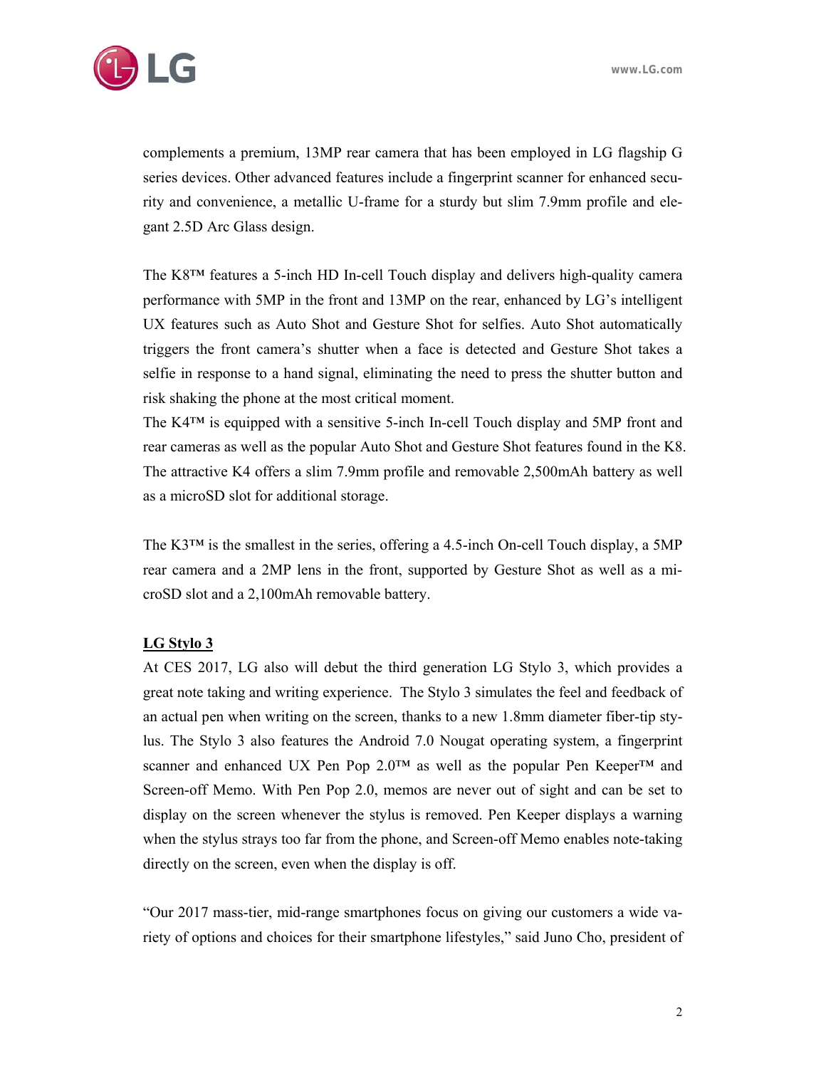complements a premium, 13MP rear camera that has been employed in LG flagship G series devices. Other advanced features include a fingerprint scanner for enhanced security and convenience, a metallic U-frame for a sturdy but slim 7.9mm profile and elegant 2.5D Arc Glass design.

The K8™ features a 5-inch HD In-cell Touch display and delivers high-quality camera performance with 5MP in the front and 13MP on the rear, enhanced by LG's intelligent UX features such as Auto Shot and Gesture Shot for selfies. Auto Shot automatically triggers the front camera's shutter when a face is detected and Gesture Shot takes a selfie in response to a hand signal, eliminating the need to press the shutter button and risk shaking the phone at the most critical moment.
The K4™ is equipped with a sensitive 5-inch In-cell Touch display and 5MP front and rear cameras as well as the popular Auto Shot and Gesture Shot features found in the K8. The attractive K4 offers a slim 7.9mm profile and removable 2,500mAh battery as well as a microSD slot for additional storage.

The K3™ is the smallest in the series, offering a 4.5-inch On-cell Touch display, a 5MP rear camera and a 2MP lens in the front, supported by Gesture Shot as well as a microSD slot and a 2,100mAh removable battery.

**LG Stylo 3**

At CES 2017, LG also will debut the third generation LG Stylo 3, which provides a great note taking and writing experience. The Stylo 3 simulates the feel and feedback of an actual pen when writing on the screen, thanks to a new 1.8mm diameter fiber-tip stylus. The Stylo 3 also features the Android 7.0 Nougat operating system, a fingerprint scanner and enhanced UX Pen Pop 2.0™ as well as the popular Pen Keeper™ and Screen-off Memo. With Pen Pop 2.0, memos are never out of sight and can be set to display on the screen whenever the stylus is removed. Pen Keeper displays a warning when the stylus strays too far from the phone, and Screen-off Memo enables note-taking directly on the screen, even when the display is off.

"Our 2017 mass-tier, mid-range smartphones focus on giving our customers a wide variety of options and choices for their smartphone lifestyles," said Juno Cho, president of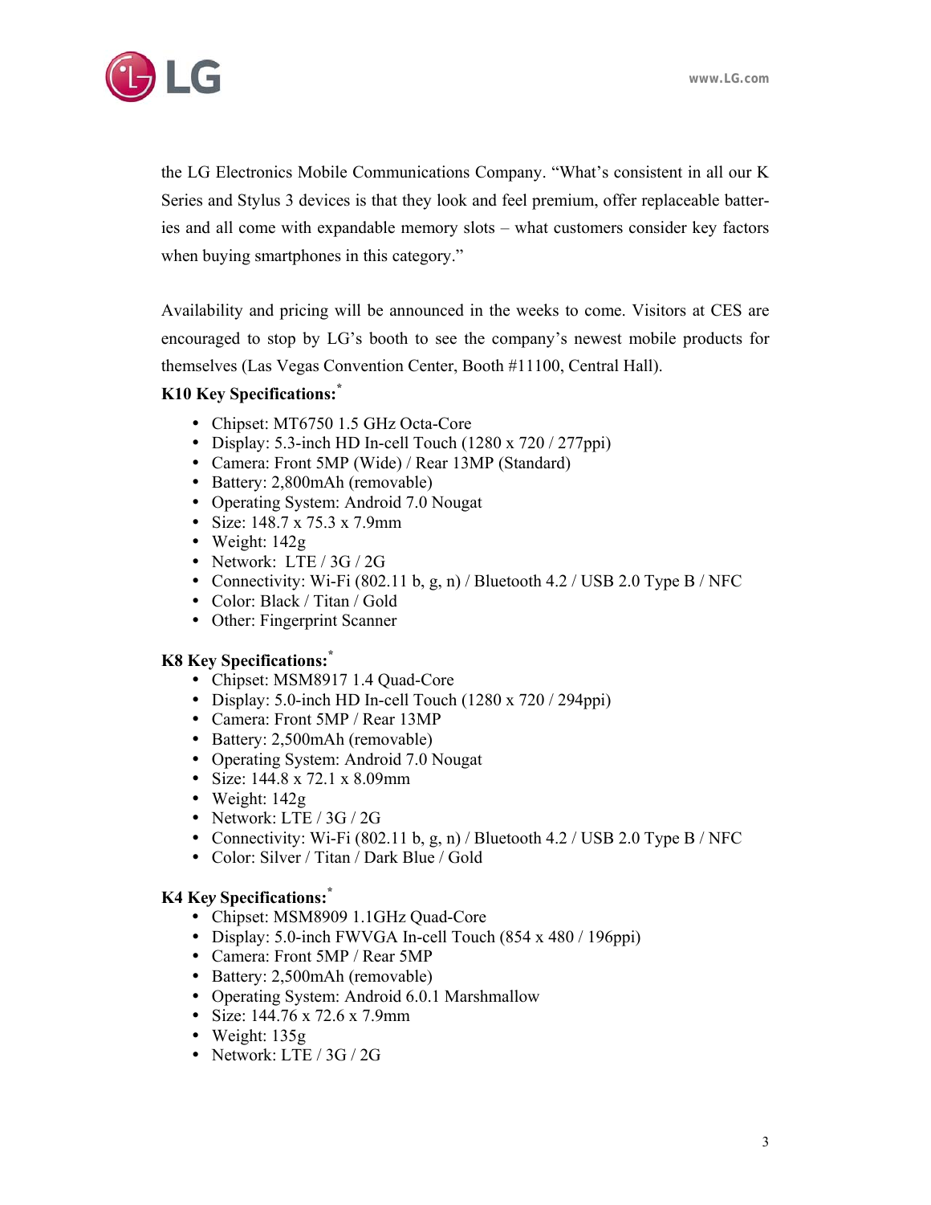the LG Electronics Mobile Communications Company. "What's consistent in all our K Series and Stylus 3 devices is that they look and feel premium, offer replaceable batteries and all come with expandable memory slots – what customers consider key factors when buying smartphones in this category."

Availability and pricing will be announced in the weeks to come. Visitors at CES are encouraged to stop by LG's booth to see the company's newest mobile products for themselves (Las Vegas Convention Center, Booth #11100, Central Hall).

**K10 Key Specifications:***

- Chipset: MT6750 1.5 GHz Octa-Core
- Display: 5.3-inch HD In-cell Touch (1280 x 720 / 277ppi)
- Camera: Front 5MP (Wide) / Rear 13MP (Standard)
- Battery: 2,800mAh (removable)
- Operating System: Android 7.0 Nougat
- Size: 148.7 x 75.3 x 7.9mm
- Weight: 142g
- Network: LTE / 3G / 2G
- Connectivity: Wi-Fi (802.11 b, g, n) / Bluetooth 4.2 / USB 2.0 Type B / NFC
- Color: Black / Titan / Gold
- Other: Fingerprint Scanner

**K8 Key Specifications:***

- Chipset: MSM8917 1.4 Quad-Core
- Display: 5.0-inch HD In-cell Touch (1280 x 720 / 294ppi)
- Camera: Front 5MP / Rear 13MP
- Battery: 2,500mAh (removable)
- Operating System: Android 7.0 Nougat
- Size: 144.8 x 72.1 x 8.09mm
- Weight: 142g
- Network: LTE / 3G / 2G
- Connectivity: Wi-Fi (802.11 b, g, n) / Bluetooth 4.2 / USB 2.0 Type B / NFC
- Color: Silver / Titan / Dark Blue / Gold

**K4 Key Specifications:***

- Chipset: MSM8909 1.1GHz Quad-Core
- Display: 5.0-inch FWVGA In-cell Touch (854 x 480 / 196ppi)
- Camera: Front 5MP / Rear 5MP
- Battery: 2,500mAh (removable)
- Operating System: Android 6.0.1 Marshmallow
- Size: 144.76 x 72.6 x 7.9mm
- Weight: 135g
- Network: LTE / 3G / 2G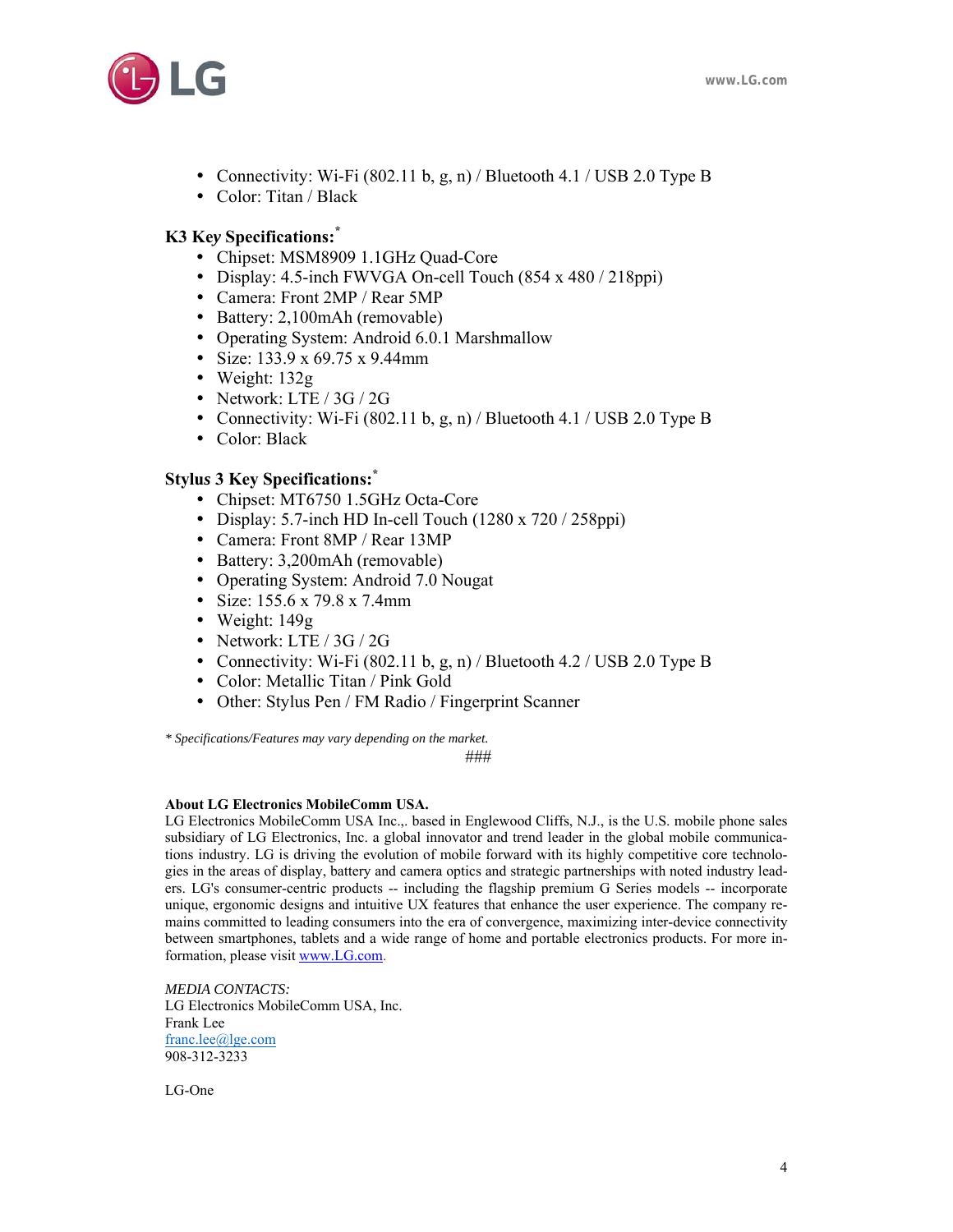- Connectivity: Wi-Fi (802.11 b, g, n) / Bluetooth 4.1 / USB 2.0 Type B
- Color: Titan / Black

**K3 Key Specifications:***

- Chipset: MSM8909 1.1GHz Quad-Core
- Display: 4.5-inch FWVGA On-cell Touch (854 x 480 / 218ppi)
- Camera: Front 2MP / Rear 5MP
- Battery: 2,100mAh (removable)
- Operating System: Android 6.0.1 Marshmallow
- Size: 133.9 x 69.75 x 9.44mm
- Weight: 132g
- Network: LTE / 3G / 2G
- Connectivity: Wi-Fi (802.11 b, g, n) / Bluetooth 4.1 / USB 2.0 Type B
- Color: Black

**Stylus 3 Key Specifications:***

- Chipset: MT6750 1.5GHz Octa-Core
- Display: 5.7-inch HD In-cell Touch (1280 x 720 / 258ppi)
- Camera: Front 8MP / Rear 13MP
- Battery: 3,200mAh (removable)
- Operating System: Android 7.0 Nougat
- Size: 155.6 x 79.8 x 7.4mm
- Weight: 149g
- Network: LTE / 3G / 2G
- Connectivity: Wi-Fi (802.11 b, g, n) / Bluetooth 4.2 / USB 2.0 Type B
- Color: Metallic Titan / Pink Gold
- Other: Stylus Pen / FM Radio / Fingerprint Scanner

*\* Specifications/Features may vary depending on the market.*

###

**About LG Electronics MobileComm USA.**
LG Electronics MobileComm USA Inc.,. based in Englewood Cliffs, N.J., is the U.S. mobile phone sales subsidiary of LG Electronics, Inc. a global innovator and trend leader in the global mobile communications industry. LG is driving the evolution of mobile forward with its highly competitive core technologies in the areas of display, battery and camera optics and strategic partnerships with noted industry leaders. LG's consumer-centric products -- including the flagship premium G Series models -- incorporate unique, ergonomic designs and intuitive UX features that enhance the user experience. The company remains committed to leading consumers into the era of convergence, maximizing inter-device connectivity between smartphones, tablets and a wide range of home and portable electronics products. For more information, please visit www.LG.com.

*MEDIA CONTACTS:*
LG Electronics MobileComm USA, Inc.
Frank Lee
franc.lee@lge.com
908-312-3233

LG-One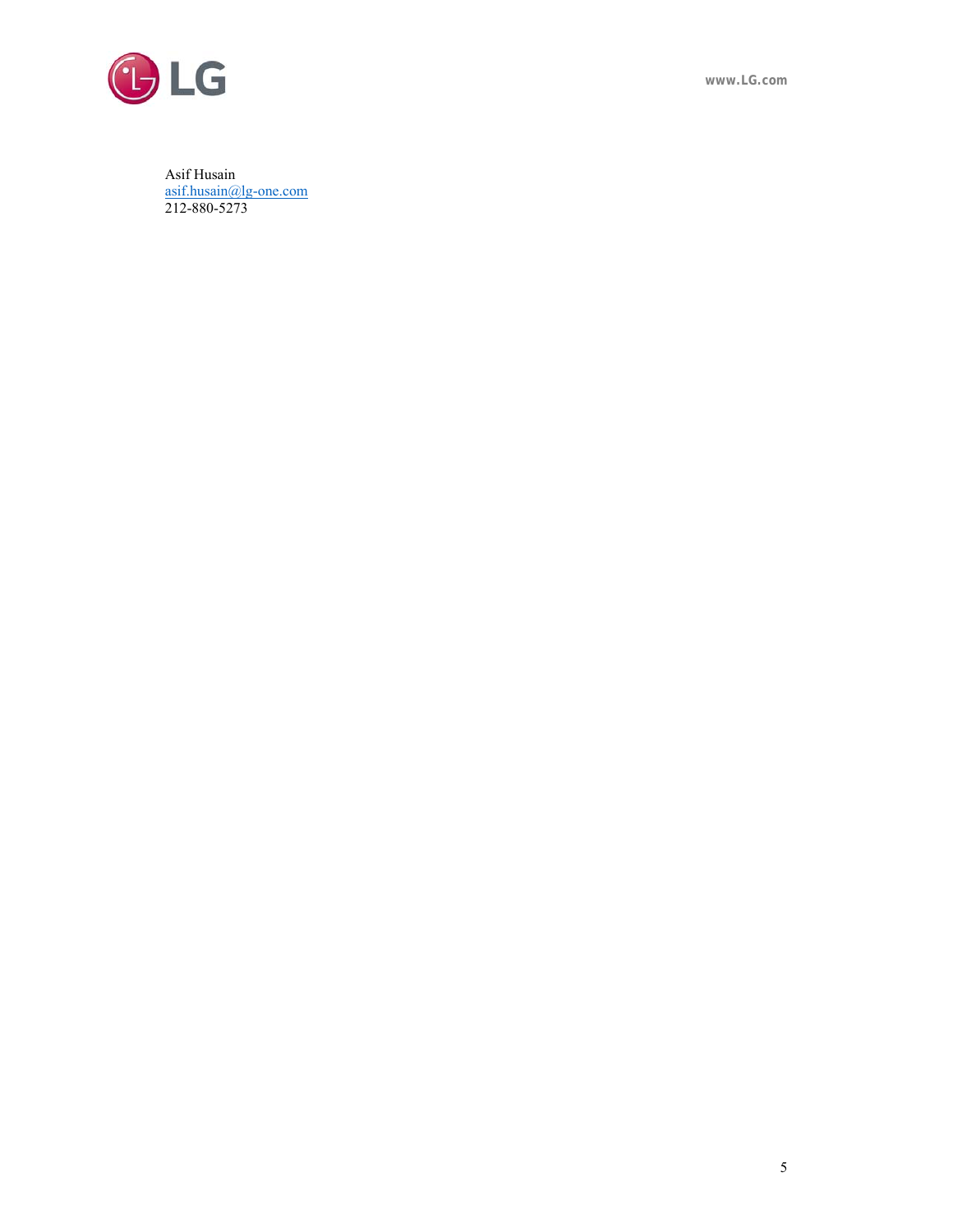Asif Husain
asif.husain@lg-one.com
212-880-5273